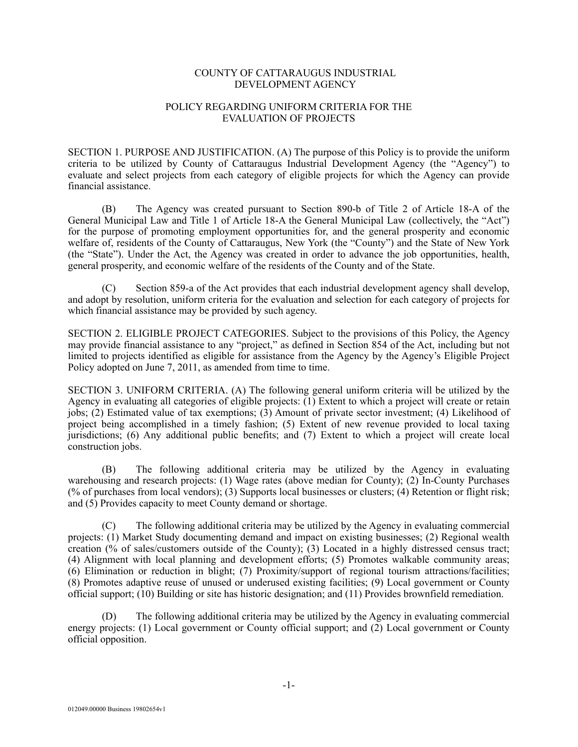# COUNTY OF CATTARAUGUS INDUSTRIAL DEVELOPMENT AGENCY

## POLICY REGARDING UNIFORM CRITERIA FOR THE EVALUATION OF PROJECTS

SECTION 1. PURPOSE AND JUSTIFICATION. (A) The purpose of this Policy is to provide the uniform criteria to be utilized by County of Cattaraugus Industrial Development Agency (the "Agency") to evaluate and select projects from each category of eligible projects for which the Agency can provide financial assistance.

(B) The Agency was created pursuant to Section 890-b of Title 2 of Article 18-A of the General Municipal Law and Title 1 of Article 18-A the General Municipal Law (collectively, the "Act") for the purpose of promoting employment opportunities for, and the general prosperity and economic welfare of, residents of the County of Cattaraugus, New York (the "County") and the State of New York (the "State"). Under the Act, the Agency was created in order to advance the job opportunities, health, general prosperity, and economic welfare of the residents of the County and of the State.

(C) Section 859-a of the Act provides that each industrial development agency shall develop, and adopt by resolution, uniform criteria for the evaluation and selection for each category of projects for which financial assistance may be provided by such agency.

SECTION 2. ELIGIBLE PROJECT CATEGORIES. Subject to the provisions of this Policy, the Agency may provide financial assistance to any "project," as defined in Section 854 of the Act, including but not limited to projects identified as eligible for assistance from the Agency by the Agency's Eligible Project Policy adopted on June 7, 2011, as amended from time to time.

SECTION 3. UNIFORM CRITERIA. (A) The following general uniform criteria will be utilized by the Agency in evaluating all categories of eligible projects: (1) Extent to which a project will create or retain jobs; (2) Estimated value of tax exemptions; (3) Amount of private sector investment; (4) Likelihood of project being accomplished in a timely fashion; (5) Extent of new revenue provided to local taxing jurisdictions; (6) Any additional public benefits; and (7) Extent to which a project will create local construction jobs.

(B) The following additional criteria may be utilized by the Agency in evaluating warehousing and research projects: (1) Wage rates (above median for County); (2) In-County Purchases (% of purchases from local vendors); (3) Supports local businesses or clusters; (4) Retention or flight risk; and (5) Provides capacity to meet County demand or shortage.

(C) The following additional criteria may be utilized by the Agency in evaluating commercial projects: (1) Market Study documenting demand and impact on existing businesses; (2) Regional wealth creation (% of sales/customers outside of the County); (3) Located in a highly distressed census tract; (4) Alignment with local planning and development efforts; (5) Promotes walkable community areas; (6) Elimination or reduction in blight; (7) Proximity/support of regional tourism attractions/facilities; (8) Promotes adaptive reuse of unused or underused existing facilities; (9) Local government or County official support; (10) Building or site has historic designation; and (11) Provides brownfield remediation.

(D) The following additional criteria may be utilized by the Agency in evaluating commercial energy projects: (1) Local government or County official support; and (2) Local government or County official opposition.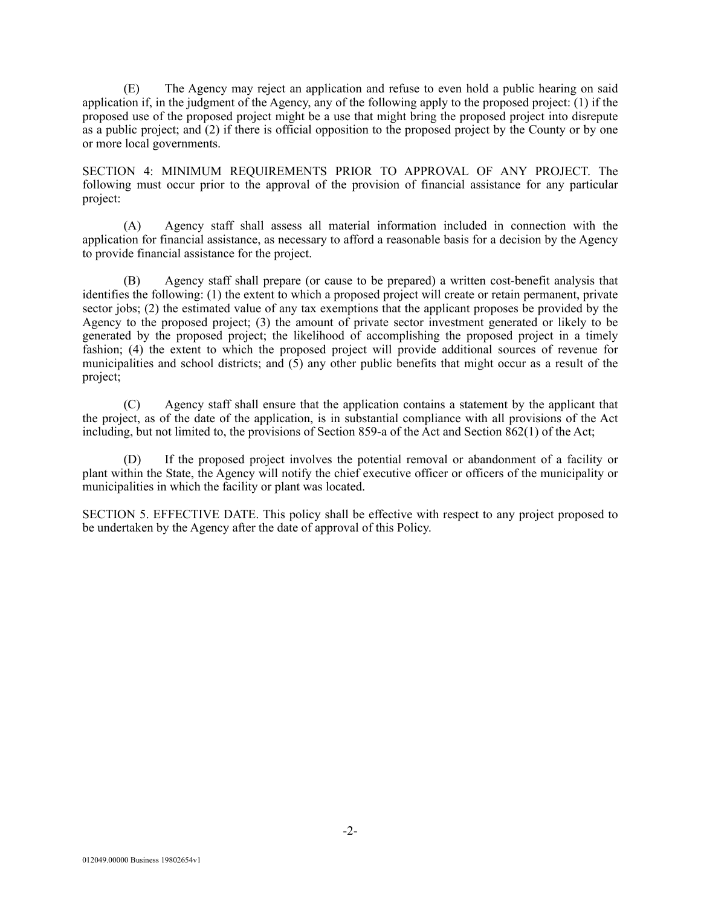(E) The Agency may reject an application and refuse to even hold a public hearing on said application if, in the judgment of the Agency, any of the following apply to the proposed project: (1) if the proposed use of the proposed project might be a use that might bring the proposed project into disrepute as a public project; and (2) if there is official opposition to the proposed project by the County or by one or more local governments.

SECTION 4: MINIMUM REQUIREMENTS PRIOR TO APPROVAL OF ANY PROJECT. The following must occur prior to the approval of the provision of financial assistance for any particular project:

(A) Agency staff shall assess all material information included in connection with the application for financial assistance, as necessary to afford a reasonable basis for a decision by the Agency to provide financial assistance for the project.

(B) Agency staff shall prepare (or cause to be prepared) a written cost-benefit analysis that identifies the following: (1) the extent to which a proposed project will create or retain permanent, private sector jobs; (2) the estimated value of any tax exemptions that the applicant proposes be provided by the Agency to the proposed project; (3) the amount of private sector investment generated or likely to be generated by the proposed project; the likelihood of accomplishing the proposed project in a timely fashion; (4) the extent to which the proposed project will provide additional sources of revenue for municipalities and school districts; and (5) any other public benefits that might occur as a result of the project;

(C) Agency staff shall ensure that the application contains a statement by the applicant that the project, as of the date of the application, is in substantial compliance with all provisions of the Act including, but not limited to, the provisions of Section 859-a of the Act and Section 862(1) of the Act;

(D) If the proposed project involves the potential removal or abandonment of a facility or plant within the State, the Agency will notify the chief executive officer or officers of the municipality or municipalities in which the facility or plant was located.

SECTION 5. EFFECTIVE DATE. This policy shall be effective with respect to any project proposed to be undertaken by the Agency after the date of approval of this Policy.

012049.00000 Business 19802654v1